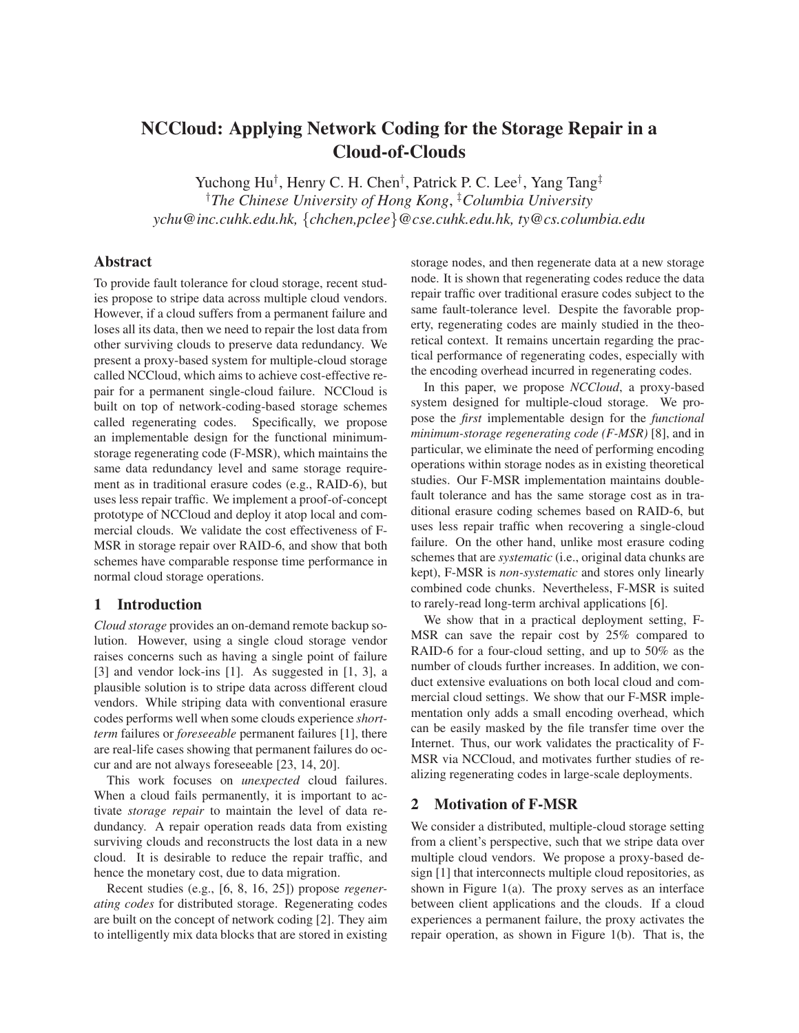# NCCloud: Applying Network Coding for the Storage Repair in a Cloud-of-Clouds

Yuchong Hu[†], Henry C. H. Chen[†], Patrick P. C. Lee[†], Yang Tang[‡]

[†]*The Chinese University of Hong Kong*, [‡]*Columbia University*

*ychu@inc.cuhk.edu.hk, {chchen,pclee}@cse.cuhk.edu.hk, ty@cs.columbia.edu*

## Abstract

To provide fault tolerance for cloud storage, recent studies propose to stripe data across multiple cloud vendors. However, if a cloud suffers from a permanent failure and loses all its data, then we need to repair the lost data from other surviving clouds to preserve data redundancy. We present a proxy-based system for multiple-cloud storage called NCCloud, which aims to achieve cost-effective repair for a permanent single-cloud failure. NCCloud is built on top of network-coding-based storage schemes called regenerating codes. Specifically, we propose an implementable design for the functional minimum-storage regenerating code (F-MSR), which maintains the same data redundancy level and same storage requirement as in traditional erasure codes (e.g., RAID-6), but uses less repair traffic. We implement a proof-of-concept prototype of NCCloud and deploy it atop local and commercial clouds. We validate the cost effectiveness of F-MSR in storage repair over RAID-6, and show that both schemes have comparable response time performance in normal cloud storage operations.

## 1 Introduction

*Cloud storage* provides an on-demand remote backup solution. However, using a single cloud storage vendor raises concerns such as having a single point of failure [3] and vendor lock-ins [1]. As suggested in [1, 3], a plausible solution is to stripe data across different cloud vendors. While striping data with conventional erasure codes performs well when some clouds experience *short-term* failures or *foreseeable* permanent failures [1], there are real-life cases showing that permanent failures do occur and are not always foreseeable [23, 14, 20].

This work focuses on *unexpected* cloud failures. When a cloud fails permanently, it is important to activate *storage repair* to maintain the level of data redundancy. A repair operation reads data from existing surviving clouds and reconstructs the lost data in a new cloud. It is desirable to reduce the repair traffic, and hence the monetary cost, due to data migration.

Recent studies (e.g., [6, 8, 16, 25]) propose *regenerating codes* for distributed storage. Regenerating codes are built on the concept of network coding [2]. They aim to intelligently mix data blocks that are stored in existing storage nodes, and then regenerate data at a new storage node. It is shown that regenerating codes reduce the data repair traffic over traditional erasure codes subject to the same fault-tolerance level. Despite the favorable property, regenerating codes are mainly studied in the theoretical context. It remains uncertain regarding the practical performance of regenerating codes, especially with the encoding overhead incurred in regenerating codes.

In this paper, we propose *NCCloud*, a proxy-based system designed for multiple-cloud storage. We propose the *first* implementable design for the *functional minimum-storage regenerating code (F-MSR)* [8], and in particular, we eliminate the need of performing encoding operations within storage nodes as in existing theoretical studies. Our F-MSR implementation maintains double-fault tolerance and has the same storage cost as in traditional erasure coding schemes based on RAID-6, but uses less repair traffic when recovering a single-cloud failure. On the other hand, unlike most erasure coding schemes that are *systematic* (i.e., original data chunks are kept), F-MSR is *non-systematic* and stores only linearly combined code chunks. Nevertheless, F-MSR is suited to rarely-read long-term archival applications [6].

We show that in a practical deployment setting, F-MSR can save the repair cost by 25% compared to RAID-6 for a four-cloud setting, and up to 50% as the number of clouds further increases. In addition, we conduct extensive evaluations on both local cloud and commercial cloud settings. We show that our F-MSR implementation only adds a small encoding overhead, which can be easily masked by the file transfer time over the Internet. Thus, our work validates the practicality of F-MSR via NCCloud, and motivates further studies of realizing regenerating codes in large-scale deployments.

## 2 Motivation of F-MSR

We consider a distributed, multiple-cloud storage setting from a client's perspective, such that we stripe data over multiple cloud vendors. We propose a proxy-based design [1] that interconnects multiple cloud repositories, as shown in Figure 1(a). The proxy serves as an interface between client applications and the clouds. If a cloud experiences a permanent failure, the proxy activates the repair operation, as shown in Figure 1(b). That is, the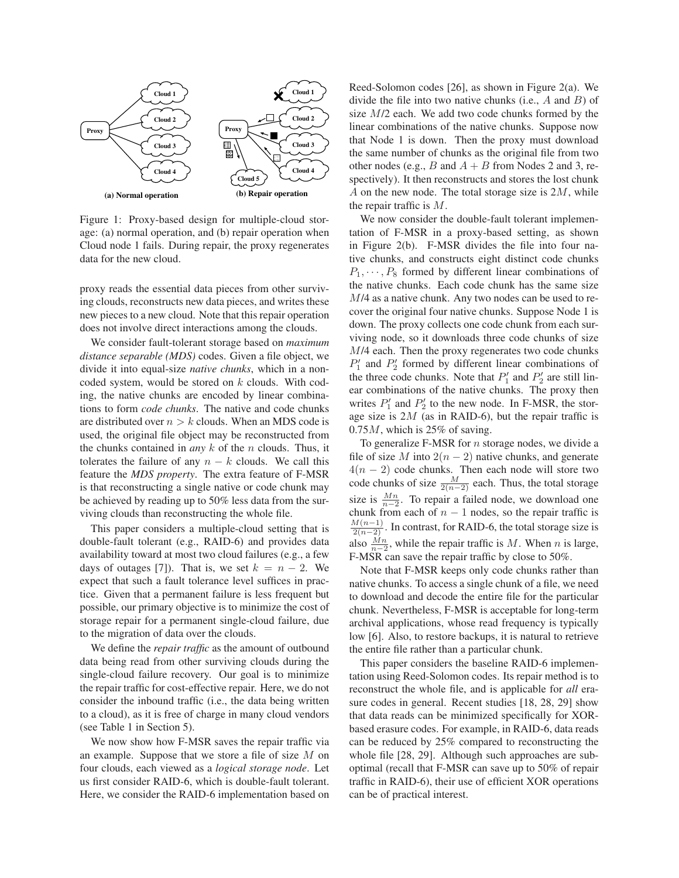Figure 1: Proxy-based design for multiple-cloud storage: (a) normal operation, and (b) repair operation when Cloud node 1 fails. During repair, the proxy regenerates data for the new cloud.

proxy reads the essential data pieces from other surviving clouds, reconstructs new data pieces, and writes these new pieces to a new cloud. Note that this repair operation does not involve direct interactions among the clouds.

We consider fault-tolerant storage based on *maximum distance separable (MDS)* codes. Given a file object, we divide it into equal-size *native chunks*, which in a non-coded system, would be stored on $k$ clouds. With coding, the native chunks are encoded by linear combinations to form *code chunks*. The native and code chunks are distributed over $n > k$ clouds. When an MDS code is used, the original file object may be reconstructed from the chunks contained in *any* $k$ of the $n$ clouds. Thus, it tolerates the failure of any $n - k$ clouds. We call this feature the *MDS property*. The extra feature of F-MSR is that reconstructing a single native or code chunk may be achieved by reading up to 50% less data from the surviving clouds than reconstructing the whole file.

This paper considers a multiple-cloud setting that is double-fault tolerant (e.g., RAID-6) and provides data availability toward at most two cloud failures (e.g., a few days of outages [7]). That is, we set $k = n - 2$. We expect that such a fault tolerance level suffices in practice. Given that a permanent failure is less frequent but possible, our primary objective is to minimize the cost of storage repair for a permanent single-cloud failure, due to the migration of data over the clouds.

We define the *repair traffic* as the amount of outbound data being read from other surviving clouds during the single-cloud failure recovery. Our goal is to minimize the repair traffic for cost-effective repair. Here, we do not consider the inbound traffic (i.e., the data being written to a cloud), as it is free of charge in many cloud vendors (see Table 1 in Section 5).

We now show how F-MSR saves the repair traffic via an example. Suppose that we store a file of size $M$ on four clouds, each viewed as a *logical storage node*. Let us first consider RAID-6, which is double-fault tolerant. Here, we consider the RAID-6 implementation based on Reed-Solomon codes [26], as shown in Figure 2(a). We divide the file into two native chunks (i.e., $A$ and $B$) of size $M/2$ each. We add two code chunks formed by the linear combinations of the native chunks. Suppose now that Node 1 is down. Then the proxy must download the same number of chunks as the original file from two other nodes (e.g., $B$ and $A + B$ from Nodes 2 and 3, respectively). It then reconstructs and stores the lost chunk $A$ on the new node. The total storage size is $2M$, while the repair traffic is $M$.

We now consider the double-fault tolerant implementation of F-MSR in a proxy-based setting, as shown in Figure 2(b). F-MSR divides the file into four native chunks, and constructs eight distinct code chunks $P_1, \cdots, P_8$ formed by different linear combinations of the native chunks. Each code chunk has the same size $M/4$ as a native chunk. Any two nodes can be used to recover the original four native chunks. Suppose Node 1 is down. The proxy collects one code chunk from each surviving node, so it downloads three code chunks of size $M/4$ each. Then the proxy regenerates two code chunks $P_1'$ and $P_2'$ formed by different linear combinations of the three code chunks. Note that $P_1'$ and $P_2'$ are still linear combinations of the native chunks. The proxy then writes $P_1'$ and $P_2'$ to the new node. In F-MSR, the storage size is $2M$ (as in RAID-6), but the repair traffic is $0.75M$, which is 25% of saving.

To generalize F-MSR for $n$ storage nodes, we divide a file of size $M$ into $2(n-2)$ native chunks, and generate $4(n-2)$ code chunks. Then each node will store two code chunks of size $\frac{M}{2(n-2)}$ each. Thus, the total storage size is $\frac{Mn}{n-2}$. To repair a failed node, we download one chunk from each of $n - 1$ nodes, so the repair traffic is $\frac{M(n-1)}{2(n-2)}$. In contrast, for RAID-6, the total storage size is also $\frac{Mn}{n-2}$, while the repair traffic is $M$. When $n$ is large, F-MSR can save the repair traffic by close to 50%.

Note that F-MSR keeps only code chunks rather than native chunks. To access a single chunk of a file, we need to download and decode the entire file for the particular chunk. Nevertheless, F-MSR is acceptable for long-term archival applications, whose read frequency is typically low [6]. Also, to restore backups, it is natural to retrieve the entire file rather than a particular chunk.

This paper considers the baseline RAID-6 implementation using Reed-Solomon codes. Its repair method is to reconstruct the whole file, and is applicable for *all* erasure codes in general. Recent studies [18, 28, 29] show that data reads can be minimized specifically for XOR-based erasure codes. For example, in RAID-6, data reads can be reduced by 25% compared to reconstructing the whole file [28, 29]. Although such approaches are suboptimal (recall that F-MSR can save up to 50% of repair traffic in RAID-6), their use of efficient XOR operations can be of practical interest.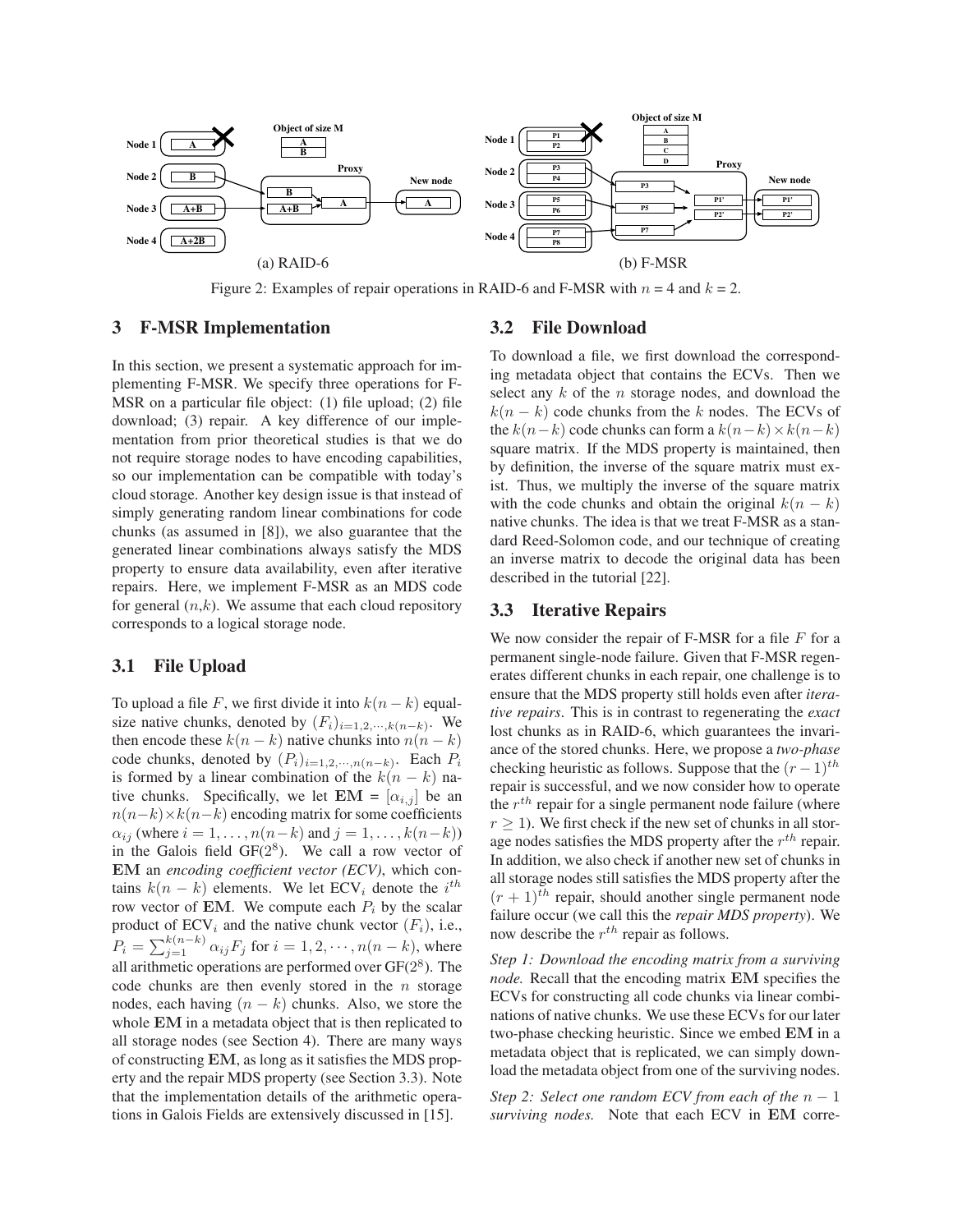Figure 2: Examples of repair operations in RAID-6 and F-MSR with $n$ = 4 and $k$ = 2.

## 3 F-MSR Implementation

In this section, we present a systematic approach for implementing F-MSR. We specify three operations for F-MSR on a particular file object: (1) file upload; (2) file download; (3) repair. A key difference of our implementation from prior theoretical studies is that we do not require storage nodes to have encoding capabilities, so our implementation can be compatible with today's cloud storage. Another key design issue is that instead of simply generating random linear combinations for code chunks (as assumed in [8]), we also guarantee that the generated linear combinations always satisfy the MDS property to ensure data availability, even after iterative repairs. Here, we implement F-MSR as an MDS code for general ($n$,$k$). We assume that each cloud repository corresponds to a logical storage node.

### 3.1 File Upload

To upload a file $F$, we first divide it into $k(n-k)$ equal-size native chunks, denoted by $(F_i)_{i=1,2,\cdots,k(n-k)}$. We then encode these $k(n-k)$ native chunks into $n(n-k)$ code chunks, denoted by $(P_i)_{i=1,2,\cdots,n(n-k)}$. Each $P_i$ is formed by a linear combination of the $k(n-k)$ native chunks. Specifically, we let $\mathbf{EM} = [\alpha_{i,j}]$ be an $n(n-k) \times k(n-k)$ encoding matrix for some coefficients $\alpha_{ij}$ (where $i = 1, \ldots, n(n-k)$ and $j = 1, \ldots, k(n-k)$) in the Galois field GF($2^8$). We call a row vector of $\mathbf{EM}$ an *encoding coefficient vector (ECV)*, which contains $k(n-k)$ elements. We let $\text{ECV}_i$ denote the $i^{th}$ row vector of $\mathbf{EM}$. We compute each $P_i$ by the scalar product of $\text{ECV}_i$ and the native chunk vector $(F_i)$, i.e., $P_i = \sum_{j=1}^{k(n-k)} \alpha_{ij} F_j$ for $i = 1, 2, \cdots, n(n-k)$, where all arithmetic operations are performed over GF($2^8$). The code chunks are then evenly stored in the $n$ storage nodes, each having $(n-k)$ chunks. Also, we store the whole $\mathbf{EM}$ in a metadata object that is then replicated to all storage nodes (see Section 4). There are many ways of constructing $\mathbf{EM}$, as long as it satisfies the MDS property and the repair MDS property (see Section 3.3). Note that the implementation details of the arithmetic operations in Galois Fields are extensively discussed in [15].

### 3.2 File Download

To download a file, we first download the corresponding metadata object that contains the ECVs. Then we select any $k$ of the $n$ storage nodes, and download the $k(n-k)$ code chunks from the $k$ nodes. The ECVs of the $k(n-k)$ code chunks can form a $k(n-k) \times k(n-k)$ square matrix. If the MDS property is maintained, then by definition, the inverse of the square matrix must exist. Thus, we multiply the inverse of the square matrix with the code chunks and obtain the original $k(n-k)$ native chunks. The idea is that we treat F-MSR as a standard Reed-Solomon code, and our technique of creating an inverse matrix to decode the original data has been described in the tutorial [22].

### 3.3 Iterative Repairs

We now consider the repair of F-MSR for a file $F$ for a permanent single-node failure. Given that F-MSR regenerates different chunks in each repair, one challenge is to ensure that the MDS property still holds even after *iterative repairs*. This is in contrast to regenerating the *exact* lost chunks as in RAID-6, which guarantees the invariance of the stored chunks. Here, we propose a *two-phase* checking heuristic as follows. Suppose that the $(r-1)^{th}$ repair is successful, and we now consider how to operate the $r^{th}$ repair for a single permanent node failure (where $r \geq 1$). We first check if the new set of chunks in all storage nodes satisfies the MDS property after the $r^{th}$ repair. In addition, we also check if another new set of chunks in all storage nodes still satisfies the MDS property after the $(r+1)^{th}$ repair, should another single permanent node failure occur (we call this the *repair MDS property*). We now describe the $r^{th}$ repair as follows.

*Step 1: Download the encoding matrix from a surviving node.* Recall that the encoding matrix $\mathbf{EM}$ specifies the ECVs for constructing all code chunks via linear combinations of native chunks. We use these ECVs for our later two-phase checking heuristic. Since we embed $\mathbf{EM}$ in a metadata object that is replicated, we can simply download the metadata object from one of the surviving nodes.

*Step 2: Select one random ECV from each of the $n-1$ surviving nodes.* Note that each ECV in $\mathbf{EM}$ corre-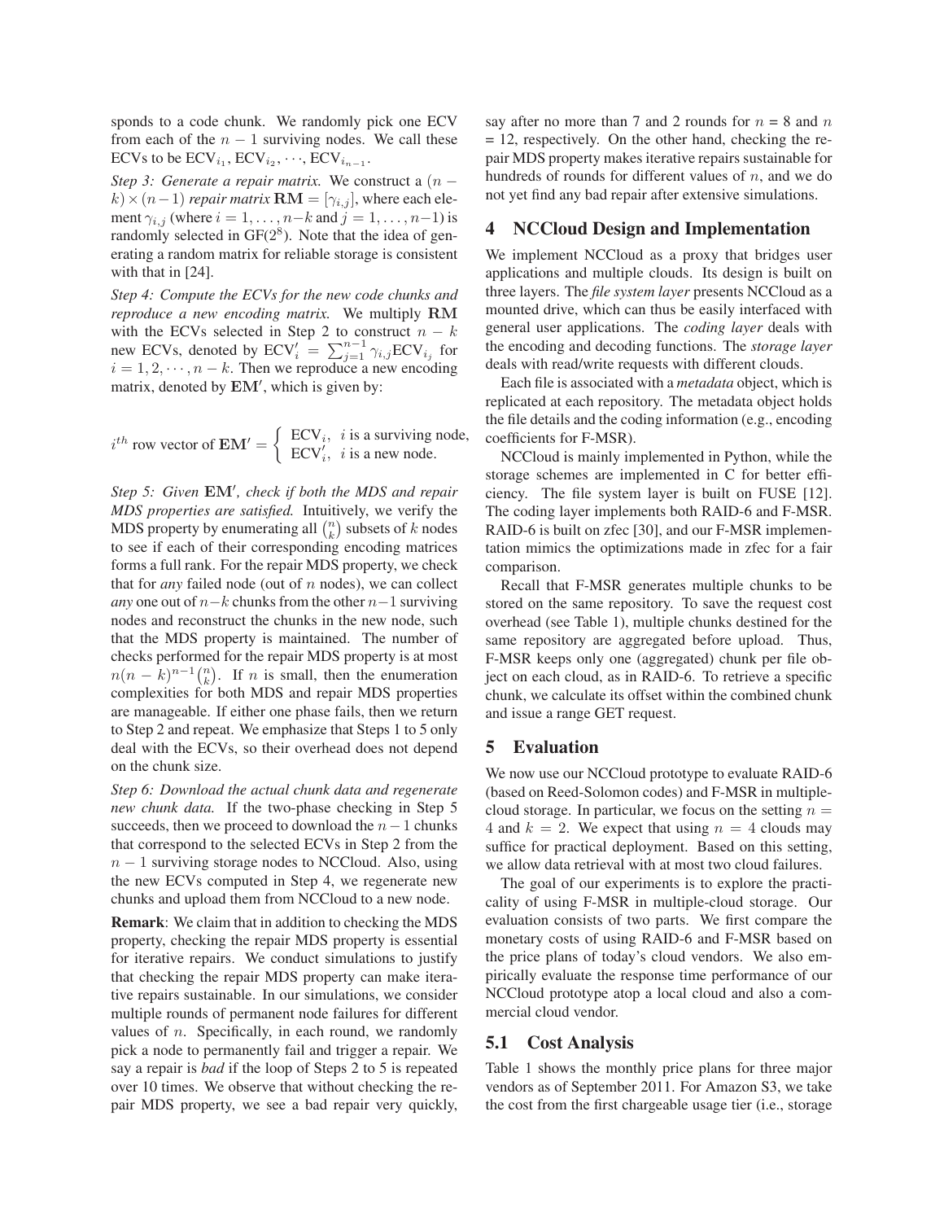sponds to a code chunk. We randomly pick one ECV from each of the $n-1$ surviving nodes. We call these ECVs to be $\text{ECV}_{i_1}, \text{ECV}_{i_2}, \cdots, \text{ECV}_{i_{n-1}}$.

*Step 3: Generate a repair matrix.* We construct a $(n-k)\times(n-1)$ *repair matrix* $\mathbf{RM} = [\gamma_{i,j}]$, where each element $\gamma_{i,j}$ (where $i = 1, \ldots, n-k$ and $j = 1, \ldots, n-1$) is randomly selected in GF($2^8$). Note that the idea of generating a random matrix for reliable storage is consistent with that in [24].

*Step 4: Compute the ECVs for the new code chunks and reproduce a new encoding matrix.* We multiply $\mathbf{RM}$ with the ECVs selected in Step 2 to construct $n-k$ new ECVs, denoted by $\text{ECV}'_i = \sum_{j=1}^{n-1} \gamma_{i,j}\text{ECV}_{i_j}$ for $i = 1, 2, \cdots, n-k$. Then we reproduce a new encoding matrix, denoted by $\mathbf{EM}'$, which is given by:

$$i^{th} \text{ row vector of } \mathbf{EM}' = \begin{cases} \text{ECV}_i, & i \text{ is a surviving node,} \\ \text{ECV}'_i, & i \text{ is a new node.} \end{cases}$$

*Step 5: Given $\mathbf{EM}'$, check if both the MDS and repair MDS properties are satisfied.* Intuitively, we verify the MDS property by enumerating all $\binom{n}{k}$ subsets of $k$ nodes to see if each of their corresponding encoding matrices forms a full rank. For the repair MDS property, we check that for *any* failed node (out of $n$ nodes), we can collect *any* one out of $n-k$ chunks from the other $n-1$ surviving nodes and reconstruct the chunks in the new node, such that the MDS property is maintained. The number of checks performed for the repair MDS property is at most $n(n-k)^{n-1}\binom{n}{k}$. If $n$ is small, then the enumeration complexities for both MDS and repair MDS properties are manageable. If either one phase fails, then we return to Step 2 and repeat. We emphasize that Steps 1 to 5 only deal with the ECVs, so their overhead does not depend on the chunk size.

*Step 6: Download the actual chunk data and regenerate new chunk data.* If the two-phase checking in Step 5 succeeds, then we proceed to download the $n-1$ chunks that correspond to the selected ECVs in Step 2 from the $n-1$ surviving storage nodes to NCCloud. Also, using the new ECVs computed in Step 4, we regenerate new chunks and upload them from NCCloud to a new node.

**Remark**: We claim that in addition to checking the MDS property, checking the repair MDS property is essential for iterative repairs. We conduct simulations to justify that checking the repair MDS property can make iterative repairs sustainable. In our simulations, we consider multiple rounds of permanent node failures for different values of $n$. Specifically, in each round, we randomly pick a node to permanently fail and trigger a repair. We say a repair is *bad* if the loop of Steps 2 to 5 is repeated over 10 times. We observe that without checking the repair MDS property, we see a bad repair very quickly, say after no more than 7 and 2 rounds for $n$ = 8 and $n$ = 12, respectively. On the other hand, checking the repair MDS property makes iterative repairs sustainable for hundreds of rounds for different values of $n$, and we do not yet find any bad repair after extensive simulations.

## 4 NCCloud Design and Implementation

We implement NCCloud as a proxy that bridges user applications and multiple clouds. Its design is built on three layers. The *file system layer* presents NCCloud as a mounted drive, which can thus be easily interfaced with general user applications. The *coding layer* deals with the encoding and decoding functions. The *storage layer* deals with read/write requests with different clouds.

Each file is associated with a *metadata* object, which is replicated at each repository. The metadata object holds the file details and the coding information (e.g., encoding coefficients for F-MSR).

NCCloud is mainly implemented in Python, while the storage schemes are implemented in C for better efficiency. The file system layer is built on FUSE [12]. The coding layer implements both RAID-6 and F-MSR. RAID-6 is built on zfec [30], and our F-MSR implementation mimics the optimizations made in zfec for a fair comparison.

Recall that F-MSR generates multiple chunks to be stored on the same repository. To save the request cost overhead (see Table 1), multiple chunks destined for the same repository are aggregated before upload. Thus, F-MSR keeps only one (aggregated) chunk per file object on each cloud, as in RAID-6. To retrieve a specific chunk, we calculate its offset within the combined chunk and issue a range GET request.

## 5 Evaluation

We now use our NCCloud prototype to evaluate RAID-6 (based on Reed-Solomon codes) and F-MSR in multiple-cloud storage. In particular, we focus on the setting $n$ = 4 and $k$ = 2. We expect that using $n$ = 4 clouds may suffice for practical deployment. Based on this setting, we allow data retrieval with at most two cloud failures.

The goal of our experiments is to explore the practicality of using F-MSR in multiple-cloud storage. Our evaluation consists of two parts. We first compare the monetary costs of using RAID-6 and F-MSR based on the price plans of today's cloud vendors. We also empirically evaluate the response time performance of our NCCloud prototype atop a local cloud and also a commercial cloud vendor.

### 5.1 Cost Analysis

Table 1 shows the monthly price plans for three major vendors as of September 2011. For Amazon S3, we take the cost from the first chargeable usage tier (i.e., storage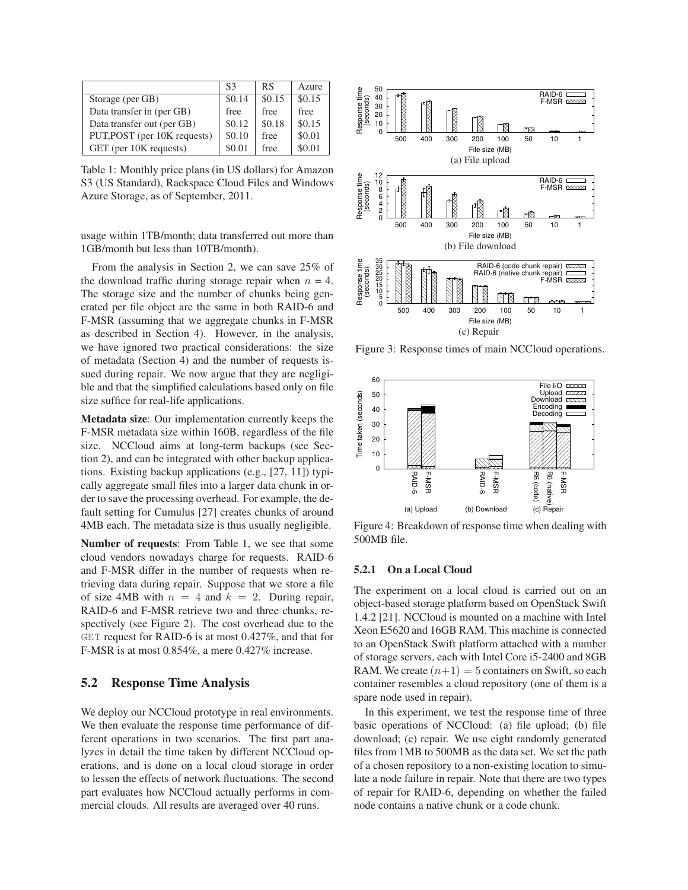|  | S3 | RS | Azure |
|---|---|---|---|
| Storage (per GB) | \$0.14 | \$0.15 | \$0.15 |
| Data transfer in (per GB) | free | free | free |
| Data transfer out (per GB) | \$0.12 | \$0.18 | \$0.15 |
| PUT,POST (per 10K requests) | \$0.10 | free | \$0.01 |
| GET (per 10K requests) | \$0.01 | free | \$0.01 |

Table 1: Monthly price plans (in US dollars) for Amazon S3 (US Standard), Rackspace Cloud Files and Windows Azure Storage, as of September, 2011.

usage within 1TB/month; data transferred out more than 1GB/month but less than 10TB/month).

From the analysis in Section 2, we can save 25% of the download traffic during storage repair when $n$ = 4. The storage size and the number of chunks being generated per file object are the same in both RAID-6 and F-MSR (assuming that we aggregate chunks in F-MSR as described in Section 4). However, in the analysis, we have ignored two practical considerations: the size of metadata (Section 4) and the number of requests issued during repair. We now argue that they are negligible and that the simplified calculations based only on file size suffice for real-life applications.

**Metadata size**: Our implementation currently keeps the F-MSR metadata size within 160B, regardless of the file size. NCCloud aims at long-term backups (see Section 2), and can be integrated with other backup applications. Existing backup applications (e.g., [27, 11]) typically aggregate small files into a larger data chunk in order to save the processing overhead. For example, the default setting for Cumulus [27] creates chunks of around 4MB each. The metadata size is thus usually negligible.

**Number of requests**: From Table 1, we see that some cloud vendors nowadays charge for requests. RAID-6 and F-MSR differ in the number of requests when retrieving data during repair. Suppose that we store a file of size 4MB with $n = 4$ and $k = 2$. During repair, RAID-6 and F-MSR retrieve two and three chunks, respectively (see Figure 2). The cost overhead due to the GET request for RAID-6 is at most 0.427%, and that for F-MSR is at most 0.854%, a mere 0.427% increase.

## 5.2 Response Time Analysis

We deploy our NCCloud prototype in real environments. We then evaluate the response time performance of different operations in two scenarios. The first part analyzes in detail the time taken by different NCCloud operations, and is done on a local cloud storage in order to lessen the effects of network fluctuations. The second part evaluates how NCCloud actually performs in commercial clouds. All results are averaged over 40 runs.

Figure 3: Response times of main NCCloud operations.

Figure 4: Breakdown of response time when dealing with 500MB file.

### 5.2.1 On a Local Cloud

The experiment on a local cloud is carried out on an object-based storage platform based on OpenStack Swift 1.4.2 [21]. NCCloud is mounted on a machine with Intel Xeon E5620 and 16GB RAM. This machine is connected to an OpenStack Swift platform attached with a number of storage servers, each with Intel Core i5-2400 and 8GB RAM. We create $(n+1) = 5$ containers on Swift, so each container resembles a cloud repository (one of them is a spare node used in repair).

In this experiment, we test the response time of three basic operations of NCCloud: (a) file upload; (b) file download; (c) repair. We use eight randomly generated files from 1MB to 500MB as the data set. We set the path of a chosen repository to a non-existing location to simulate a node failure in repair. Note that there are two types of repair for RAID-6, depending on whether the failed node contains a native chunk or a code chunk.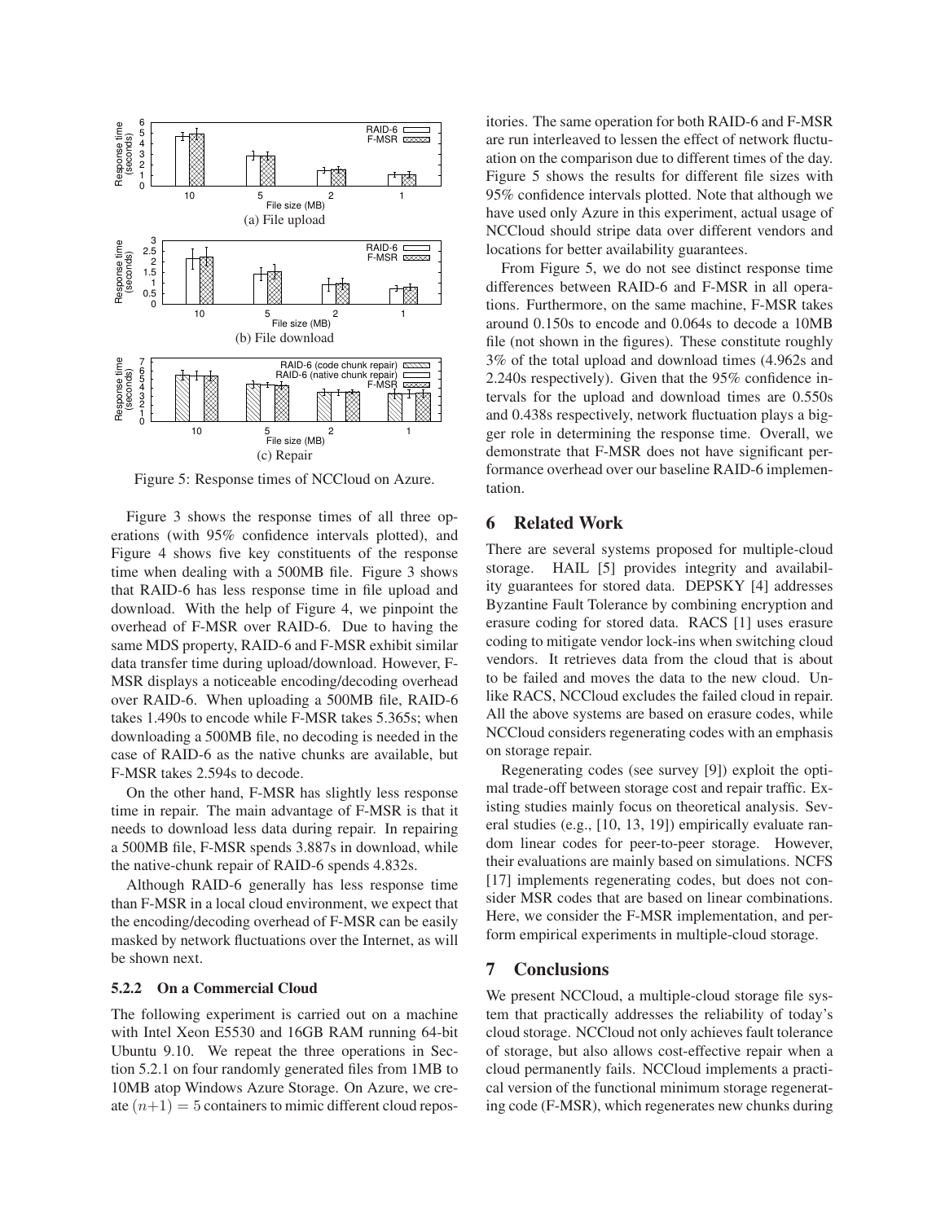(a) File upload

(b) File download

(c) Repair

Figure 5: Response times of NCCloud on Azure.

Figure 3 shows the response times of all three operations (with 95% confidence intervals plotted), and Figure 4 shows five key constituents of the response time when dealing with a 500MB file. Figure 3 shows that RAID-6 has less response time in file upload and download. With the help of Figure 4, we pinpoint the overhead of F-MSR over RAID-6. Due to having the same MDS property, RAID-6 and F-MSR exhibit similar data transfer time during upload/download. However, F-MSR displays a noticeable encoding/decoding overhead over RAID-6. When uploading a 500MB file, RAID-6 takes 1.490s to encode while F-MSR takes 5.365s; when downloading a 500MB file, no decoding is needed in the case of RAID-6 as the native chunks are available, but F-MSR takes 2.594s to decode.

On the other hand, F-MSR has slightly less response time in repair. The main advantage of F-MSR is that it needs to download less data during repair. In repairing a 500MB file, F-MSR spends 3.887s in download, while the native-chunk repair of RAID-6 spends 4.832s.

Although RAID-6 generally has less response time than F-MSR in a local cloud environment, we expect that the encoding/decoding overhead of F-MSR can be easily masked by network fluctuations over the Internet, as will be shown next.

#### 5.2.2 On a Commercial Cloud

The following experiment is carried out on a machine with Intel Xeon E5530 and 16GB RAM running 64-bit Ubuntu 9.10. We repeat the three operations in Section 5.2.1 on four randomly generated files from 1MB to 10MB atop Windows Azure Storage. On Azure, we create $(n+1) = 5$ containers to mimic different cloud repositories. The same operation for both RAID-6 and F-MSR are run interleaved to lessen the effect of network fluctuation on the comparison due to different times of the day. Figure 5 shows the results for different file sizes with 95% confidence intervals plotted. Note that although we have used only Azure in this experiment, actual usage of NCCloud should stripe data over different vendors and locations for better availability guarantees.

From Figure 5, we do not see distinct response time differences between RAID-6 and F-MSR in all operations. Furthermore, on the same machine, F-MSR takes around 0.150s to encode and 0.064s to decode a 10MB file (not shown in the figures). These constitute roughly 3% of the total upload and download times (4.962s and 2.240s respectively). Given that the 95% confidence intervals for the upload and download times are 0.550s and 0.438s respectively, network fluctuation plays a bigger role in determining the response time. Overall, we demonstrate that F-MSR does not have significant performance overhead over our baseline RAID-6 implementation.

## 6 Related Work

There are several systems proposed for multiple-cloud storage. HAIL [5] provides integrity and availability guarantees for stored data. DEPSKY [4] addresses Byzantine Fault Tolerance by combining encryption and erasure coding for stored data. RACS [1] uses erasure coding to mitigate vendor lock-ins when switching cloud vendors. It retrieves data from the cloud that is about to be failed and moves the data to the new cloud. Unlike RACS, NCCloud excludes the failed cloud in repair. All the above systems are based on erasure codes, while NCCloud considers regenerating codes with an emphasis on storage repair.

Regenerating codes (see survey [9]) exploit the optimal trade-off between storage cost and repair traffic. Existing studies mainly focus on theoretical analysis. Several studies (e.g., [10, 13, 19]) empirically evaluate random linear codes for peer-to-peer storage. However, their evaluations are mainly based on simulations. NCFS [17] implements regenerating codes, but does not consider MSR codes that are based on linear combinations. Here, we consider the F-MSR implementation, and perform empirical experiments in multiple-cloud storage.

## 7 Conclusions

We present NCCloud, a multiple-cloud storage file system that practically addresses the reliability of today's cloud storage. NCCloud not only achieves fault tolerance of storage, but also allows cost-effective repair when a cloud permanently fails. NCCloud implements a practical version of the functional minimum storage regenerating code (F-MSR), which regenerates new chunks during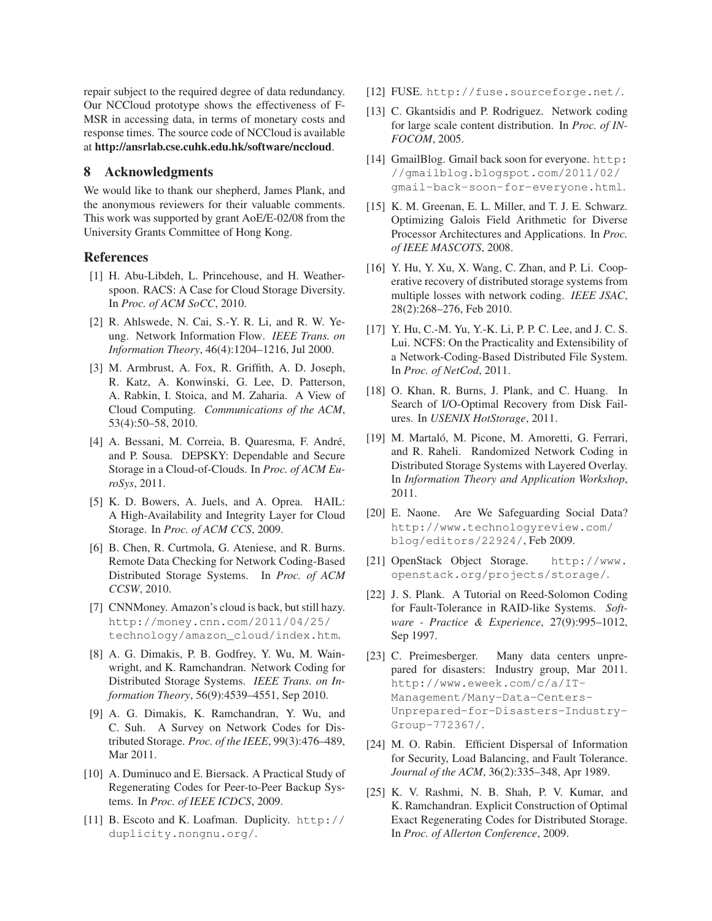repair subject to the required degree of data redundancy. Our NCCloud prototype shows the effectiveness of F-MSR in accessing data, in terms of monetary costs and response times. The source code of NCCloud is available at **http://ansrlab.cse.cuhk.edu.hk/software/nccloud**.

## 8 Acknowledgments

We would like to thank our shepherd, James Plank, and the anonymous reviewers for their valuable comments. This work was supported by grant AoE/E-02/08 from the University Grants Committee of Hong Kong.

## References

[1] H. Abu-Libdeh, L. Princehouse, and H. Weatherspoon. RACS: A Case for Cloud Storage Diversity. In *Proc. of ACM SoCC*, 2010.

[2] R. Ahlswede, N. Cai, S.-Y. R. Li, and R. W. Yeung. Network Information Flow. *IEEE Trans. on Information Theory*, 46(4):1204–1216, Jul 2000.

[3] M. Armbrust, A. Fox, R. Griffith, A. D. Joseph, R. Katz, A. Konwinski, G. Lee, D. Patterson, A. Rabkin, I. Stoica, and M. Zaharia. A View of Cloud Computing. *Communications of the ACM*, 53(4):50–58, 2010.

[4] A. Bessani, M. Correia, B. Quaresma, F. André, and P. Sousa. DEPSKY: Dependable and Secure Storage in a Cloud-of-Clouds. In *Proc. of ACM EuroSys*, 2011.

[5] K. D. Bowers, A. Juels, and A. Oprea. HAIL: A High-Availability and Integrity Layer for Cloud Storage. In *Proc. of ACM CCS*, 2009.

[6] B. Chen, R. Curtmola, G. Ateniese, and R. Burns. Remote Data Checking for Network Coding-Based Distributed Storage Systems. In *Proc. of ACM CCSW*, 2010.

[7] CNNMoney. Amazon's cloud is back, but still hazy. `http://money.cnn.com/2011/04/25/technology/amazon_cloud/index.htm`.

[8] A. G. Dimakis, P. B. Godfrey, Y. Wu, M. Wainwright, and K. Ramchandran. Network Coding for Distributed Storage Systems. *IEEE Trans. on Information Theory*, 56(9):4539–4551, Sep 2010.

[9] A. G. Dimakis, K. Ramchandran, Y. Wu, and C. Suh. A Survey on Network Codes for Distributed Storage. *Proc. of the IEEE*, 99(3):476–489, Mar 2011.

[10] A. Duminuco and E. Biersack. A Practical Study of Regenerating Codes for Peer-to-Peer Backup Systems. In *Proc. of IEEE ICDCS*, 2009.

[11] B. Escoto and K. Loafman. Duplicity. `http://duplicity.nongnu.org/`.

[12] FUSE. `http://fuse.sourceforge.net/`.

[13] C. Gkantsidis and P. Rodriguez. Network coding for large scale content distribution. In *Proc. of INFOCOM*, 2005.

[14] GmailBlog. Gmail back soon for everyone. `http://gmailblog.blogspot.com/2011/02/gmail-back-soon-for-everyone.html`.

[15] K. M. Greenan, E. L. Miller, and T. J. E. Schwarz. Optimizing Galois Field Arithmetic for Diverse Processor Architectures and Applications. In *Proc. of IEEE MASCOTS*, 2008.

[16] Y. Hu, Y. Xu, X. Wang, C. Zhan, and P. Li. Cooperative recovery of distributed storage systems from multiple losses with network coding. *IEEE JSAC*, 28(2):268–276, Feb 2010.

[17] Y. Hu, C.-M. Yu, Y.-K. Li, P. P. C. Lee, and J. C. S. Lui. NCFS: On the Practicality and Extensibility of a Network-Coding-Based Distributed File System. In *Proc. of NetCod*, 2011.

[18] O. Khan, R. Burns, J. Plank, and C. Huang. In Search of I/O-Optimal Recovery from Disk Failures. In *USENIX HotStorage*, 2011.

[19] M. Martaló, M. Picone, M. Amoretti, G. Ferrari, and R. Raheli. Randomized Network Coding in Distributed Storage Systems with Layered Overlay. In *Information Theory and Application Workshop*, 2011.

[20] E. Naone. Are We Safeguarding Social Data? `http://www.technologyreview.com/blog/editors/22924/`, Feb 2009.

[21] OpenStack Object Storage. `http://www.openstack.org/projects/storage/`.

[22] J. S. Plank. A Tutorial on Reed-Solomon Coding for Fault-Tolerance in RAID-like Systems. *Software - Practice & Experience*, 27(9):995–1012, Sep 1997.

[23] C. Preimesberger. Many data centers unprepared for disasters: Industry group, Mar 2011. `http://www.eweek.com/c/a/IT-Management/Many-Data-Centers-Unprepared-for-Disasters-Industry-Group-772367/`.

[24] M. O. Rabin. Efficient Dispersal of Information for Security, Load Balancing, and Fault Tolerance. *Journal of the ACM*, 36(2):335–348, Apr 1989.

[25] K. V. Rashmi, N. B. Shah, P. V. Kumar, and K. Ramchandran. Explicit Construction of Optimal Exact Regenerating Codes for Distributed Storage. In *Proc. of Allerton Conference*, 2009.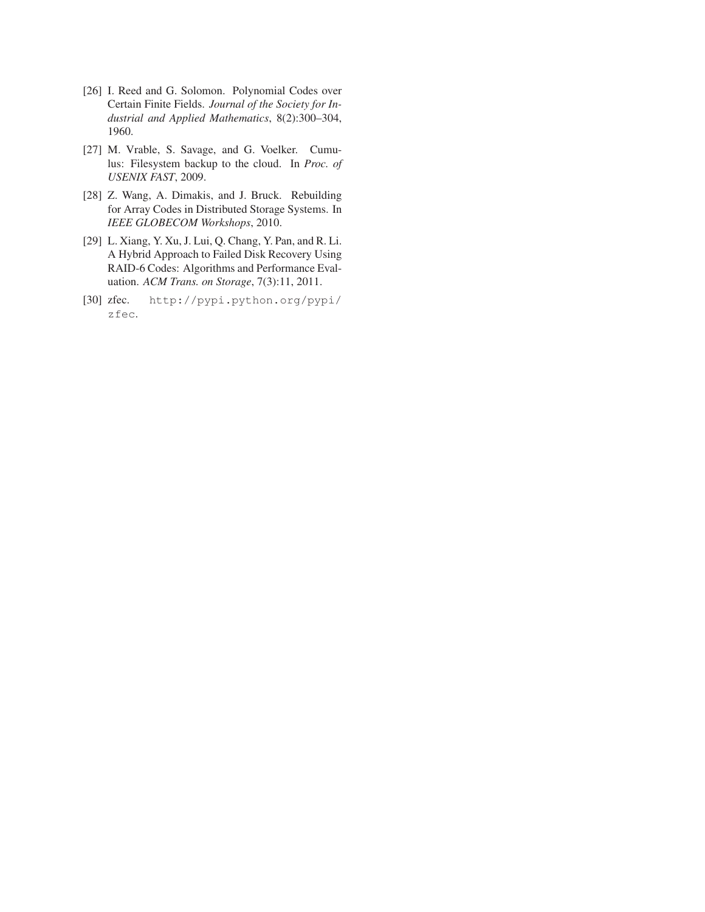[26] I. Reed and G. Solomon. Polynomial Codes over Certain Finite Fields. *Journal of the Society for Industrial and Applied Mathematics*, 8(2):300–304, 1960.

[27] M. Vrable, S. Savage, and G. Voelker. Cumulus: Filesystem backup to the cloud. In *Proc. of USENIX FAST*, 2009.

[28] Z. Wang, A. Dimakis, and J. Bruck. Rebuilding for Array Codes in Distributed Storage Systems. In *IEEE GLOBECOM Workshops*, 2010.

[29] L. Xiang, Y. Xu, J. Lui, Q. Chang, Y. Pan, and R. Li. A Hybrid Approach to Failed Disk Recovery Using RAID-6 Codes: Algorithms and Performance Evaluation. *ACM Trans. on Storage*, 7(3):11, 2011.

[30] zfec. `http://pypi.python.org/pypi/zfec`.